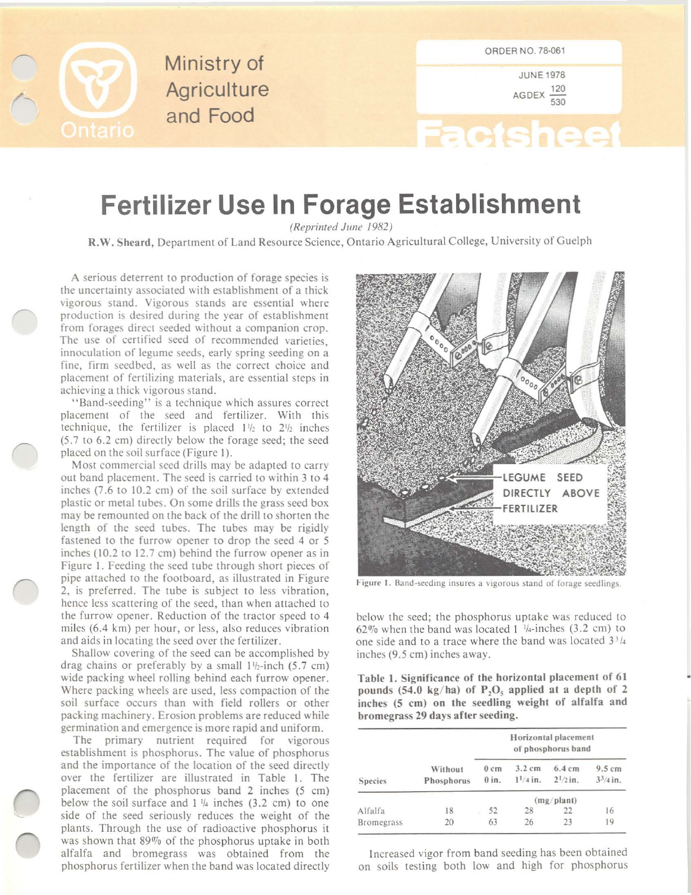Ministry of Agriculture and Food

Ontario

ORDER NO. 78-061

JUNE 1978

AGDEX $\frac{120}{530}$

Factsheet

# Fertilizer Use In Forage Establishment

*(Reprinted June 1982)*

**R.W. Sheard**, Department of Land Resource Science, Ontario Agricultural College, University of Guelph

A serious deterrent to production of forage species is the uncertainty associated with establishment of a thick vigorous stand. Vigorous stands are essential where production is desired during the year of establishment from forages direct seeded without a companion crop. The use of certified seed of recommended varieties, innoculation of legume seeds, early spring seeding on a fine, firm seedbed, as well as the correct choice and placement of fertilizing materials, are essential steps in achieving a thick vigorous stand.

"Band-seeding" is a technique which assures correct placement of the seed and fertilizer. With this technique, the fertilizer is placed 1½ to 2½ inches (5.7 to 6.2 cm) directly below the forage seed; the seed placed on the soil surface (Figure 1).

Most commercial seed drills may be adapted to carry out band placement. The seed is carried to within 3 to 4 inches (7.6 to 10.2 cm) of the soil surface by extended plastic or metal tubes. On some drills the grass seed box may be remounted on the back of the drill to shorten the length of the seed tubes. The tubes may be rigidly fastened to the furrow opener to drop the seed 4 or 5 inches (10.2 to 12.7 cm) behind the furrow opener as in Figure 1. Feeding the seed tube through short pieces of pipe attached to the footboard, as illustrated in Figure 2, is preferred. The tube is subject to less vibration, hence less scattering of the seed, than when attached to the furrow opener. Reduction of the tractor speed to 4 miles (6.4 km) per hour, or less, also reduces vibration and aids in locating the seed over the fertilizer.

Shallow covering of the seed can be accomplished by drag chains or preferably by a small 1½-inch (5.7 cm) wide packing wheel rolling behind each furrow opener. Where packing wheels are used, less compaction of the soil surface occurs than with field rollers or other packing machinery. Erosion problems are reduced while germination and emergence is more rapid and uniform.

The primary nutrient required for vigorous establishment is phosphorus. The value of phosphorus and the importance of the location of the seed directly over the fertilizer are illustrated in Table 1. The placement of the phosphorus band 2 inches (5 cm) below the soil surface and 1 ¼ inches (3.2 cm) to one side of the seed seriously reduces the weight of the plants. Through the use of radioactive phosphorus it was shown that 89% of the phosphorus uptake in both alfalfa and bromegrass was obtained from the phosphorus fertilizer when the band was located directly below the seed; the phosphorus uptake was reduced to 62% when the band was located 1 ¼-inches (3.2 cm) to one side and to a trace where the band was located 3¾ inches (9.5 cm) inches away.

LEGUME SEED DIRECTLY ABOVE FERTILIZER

Figure 1. Band-seeding insures a vigorous stand of forage seedlings.

**Table 1. Significance of the horizontal placement of 61 pounds (54.0 kg/ha) of $P_2O_5$ applied at a depth of 2 inches (5 cm) on the seedling weight of alfalfa and bromegrass 29 days after seeding.**

| Species | Without Phosphorus | Horizontal placement of phosphorus band | | | |
|---|---|---|---|---|---|
| | | 0 cm 0 in. | 3.2 cm 1¼ in. | 6.4 cm 2½ in. | 9.5 cm 3¾ in. |
| | (mg/plant) | | | | |
| Alfalfa | 18 | 52 | 28 | 22 | 16 |
| Bromegrass | 20 | 63 | 26 | 23 | 19 |

Increased vigor from band seeding has been obtained on soils testing both low and high for phosphorus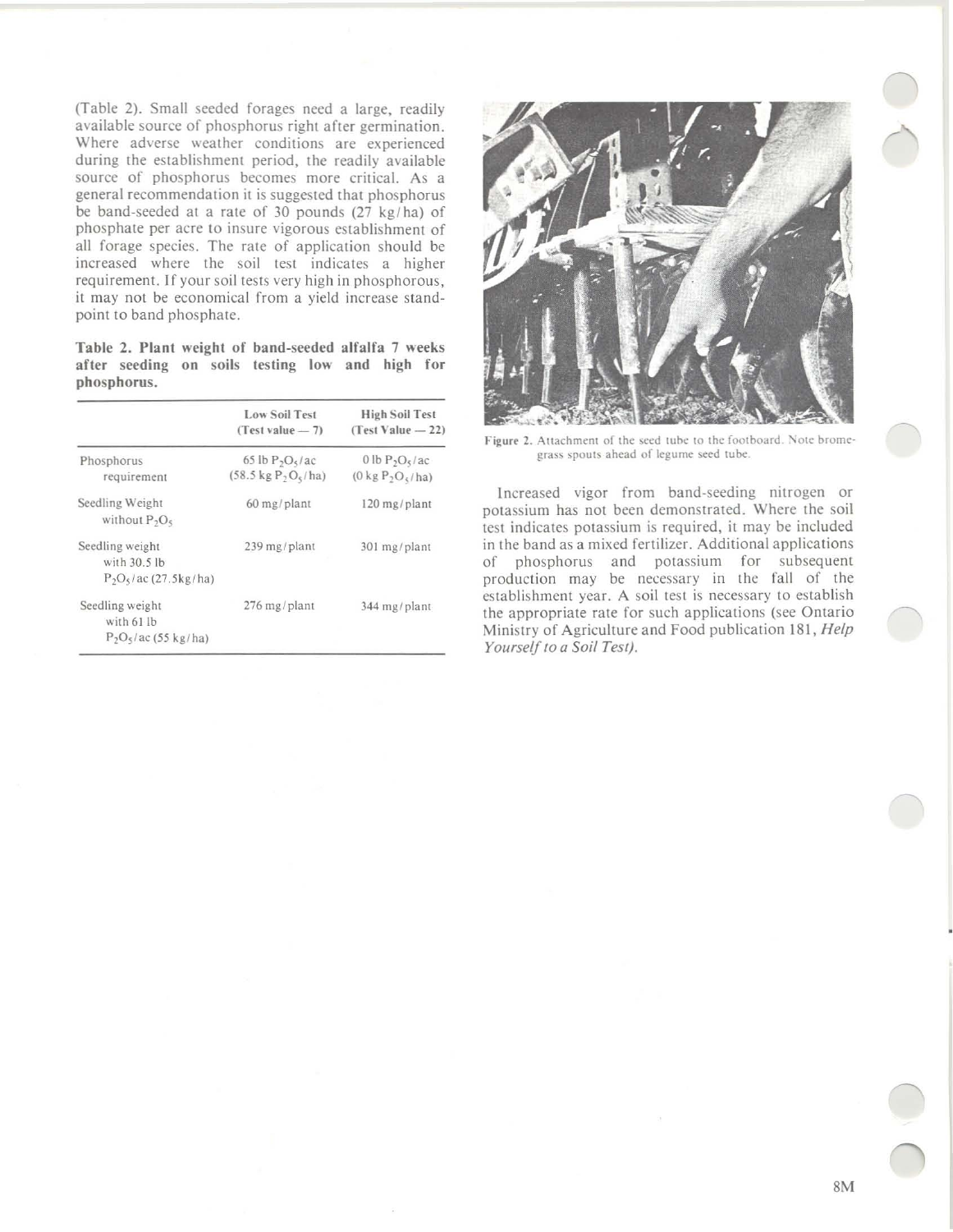(Table 2). Small seeded forages need a large, readily available source of phosphorus right after germination. Where adverse weather conditions are experienced during the establishment period, the readily available source of phosphorus becomes more critical. As a general recommendation it is suggested that phosphorus be band-seeded at a rate of 30 pounds (27 kg/ha) of phosphate per acre to insure vigorous establishment of all forage species. The rate of application should be increased where the soil test indicates a higher requirement. If your soil tests very high in phosphorous, it may not be economical from a yield increase standpoint to band phosphate.

**Table 2. Plant weight of band-seeded alfalfa 7 weeks after seeding on soils testing low and high for phosphorus.**

| | Low Soil Test (Test value — 7) | High Soil Test (Test Value — 22) |
|---|---|---|
| Phosphorus requirement | 65 lb $P_2O_5$/ac (58.5 kg $P_2O_5$/ha) | 0 lb $P_2O_5$/ac (0 kg $P_2O_5$/ha) |
| Seedling Weight without $P_2O_5$ | 60 mg/plant | 120 mg/plant |
| Seedling weight with 30.5 lb $P_2O_5$/ac (27.5kg/ha) | 239 mg/plant | 301 mg/plant |
| Seedling weight with 61 lb $P_2O_5$/ac (55 kg/ha) | 276 mg/plant | 344 mg/plant |

Figure 2. Attachment of the seed tube to the footboard. Note bromegrass spouts ahead of legume seed tube.

Increased vigor from band-seeding nitrogen or potassium has not been demonstrated. Where the soil test indicates potassium is required, it may be included in the band as a mixed fertilizer. Additional applications of phosphorus and potassium for subsequent production may be necessary in the fall of the establishment year. A soil test is necessary to establish the appropriate rate for such applications (see Ontario Ministry of Agriculture and Food publication 181, *Help Yourself to a Soil Test).*